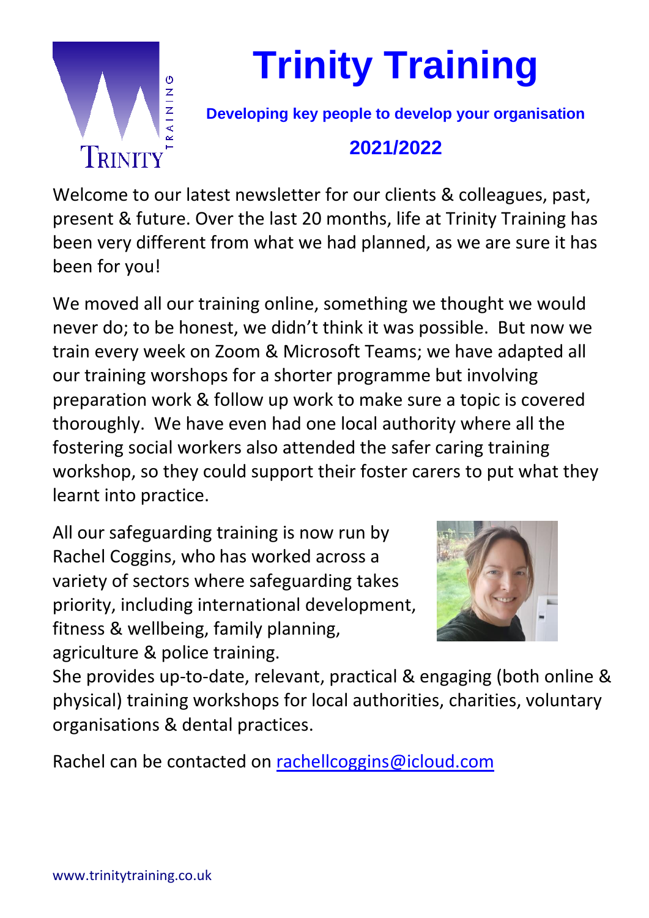# Trinity Training

**Developing key people to develop your organisation**

**2021/2022**

Welcome to our latest newsletter for our clients & colleagues, past, present & future. Over the last 20 months, life at Trinity Training has been very different from what we had planned, as we are sure it has been for you!

We moved all our training online, something we thought we would never do; to be honest, we didn't think it was possible. But now we train every week on Zoom & Microsoft Teams; we have adapted all our training worshops for a shorter programme but involving preparation work & follow up work to make sure a topic is covered thoroughly. We have even had one local authority where all the fostering social workers also attended the safer caring training workshop, so they could support their foster carers to put what they learnt into practice.

All our safeguarding training is now run by Rachel Coggins, who has worked across a variety of sectors where safeguarding takes priority, including international development, fitness & wellbeing, family planning, agriculture & police training.
She provides up-to-date, relevant, practical & engaging (both online & physical) training workshops for local authorities, charities, voluntary organisations & dental practices.

Rachel can be contacted on rachellcoggins@icloud.com

www.trinitytraining.co.uk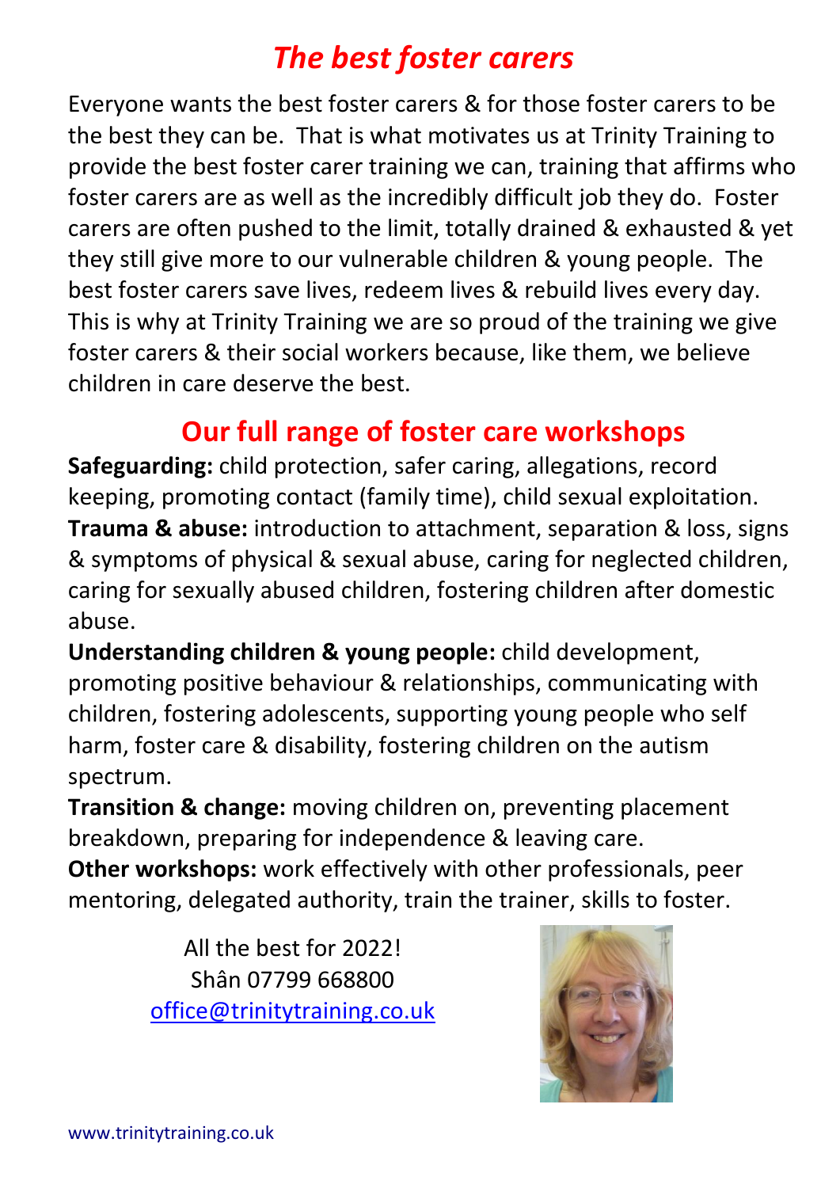# *The best foster carers*

Everyone wants the best foster carers & for those foster carers to be the best they can be. That is what motivates us at Trinity Training to provide the best foster carer training we can, training that affirms who foster carers are as well as the incredibly difficult job they do. Foster carers are often pushed to the limit, totally drained & exhausted & yet they still give more to our vulnerable children & young people. The best foster carers save lives, redeem lives & rebuild lives every day. This is why at Trinity Training we are so proud of the training we give foster carers & their social workers because, like them, we believe children in care deserve the best.

## Our full range of foster care workshops

**Safeguarding:** child protection, safer caring, allegations, record keeping, promoting contact (family time), child sexual exploitation.
**Trauma & abuse:** introduction to attachment, separation & loss, signs & symptoms of physical & sexual abuse, caring for neglected children, caring for sexually abused children, fostering children after domestic abuse.
**Understanding children & young people:** child development, promoting positive behaviour & relationships, communicating with children, fostering adolescents, supporting young people who self harm, foster care & disability, fostering children on the autism spectrum.
**Transition & change:** moving children on, preventing placement breakdown, preparing for independence & leaving care.
**Other workshops:** work effectively with other professionals, peer mentoring, delegated authority, train the trainer, skills to foster.

All the best for 2022!
Shân 07799 668800
office@trinitytraining.co.uk

www.trinitytraining.co.uk